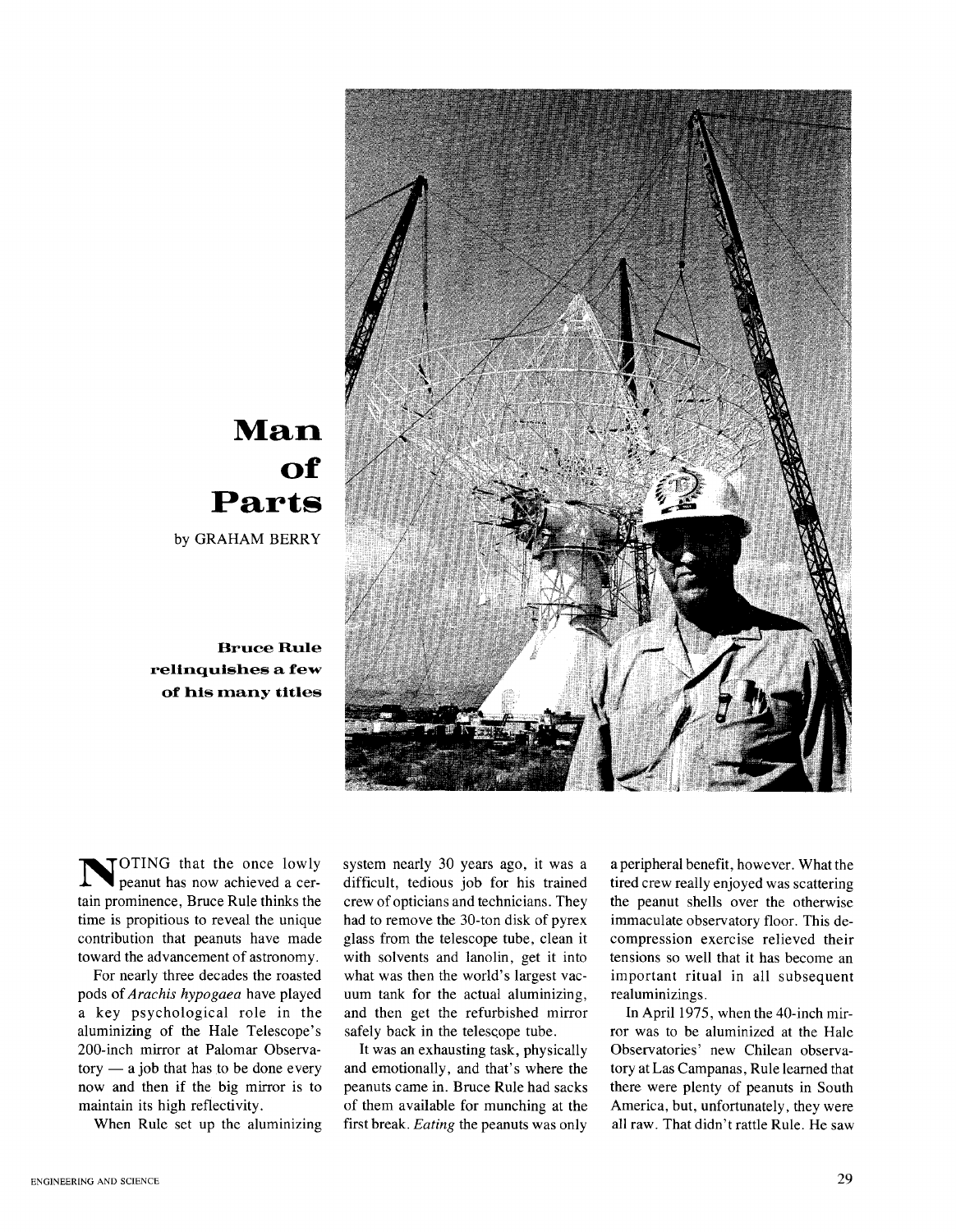# Man of Parts

by GRAHAM BERRY

**Bruce Rule relinquishes a few of his many titles**

NOTING that the once lowly peanut has now achieved a certain prominence, Bruce Rule thinks the time is propitious to reveal the unique contribution that peanuts have made toward the advancement of astronomy.

For nearly three decades the roasted pods of *Arachis hypogaea* have played a key psychological role in the aluminizing of the Hale Telescope's 200-inch mirror at Palomar Observatory — a job that has to be done every now and then if the big mirror is to maintain its high reflectivity.

When Rule set up the aluminizing system nearly 30 years ago, it was a difficult, tedious job for his trained crew of opticians and technicians. They had to remove the 30-ton disk of pyrex glass from the telescope tube, clean it with solvents and lanolin, get it into what was then the world's largest vacuum tank for the actual aluminizing, and then get the refurbished mirror safely back in the telescope tube.

It was an exhausting task, physically and emotionally, and that's where the peanuts came in. Bruce Rule had sacks of them available for munching at the first break. *Eating* the peanuts was only a peripheral benefit, however. What the tired crew really enjoyed was scattering the peanut shells over the otherwise immaculate observatory floor. This decompression exercise relieved their tensions so well that it has become an important ritual in all subsequent realuminizings.

In April 1975, when the 40-inch mirror was to be aluminized at the Hale Observatories' new Chilean observatory at Las Campanas, Rule learned that there were plenty of peanuts in South America, but, unfortunately, they were all raw. That didn't rattle Rule. He saw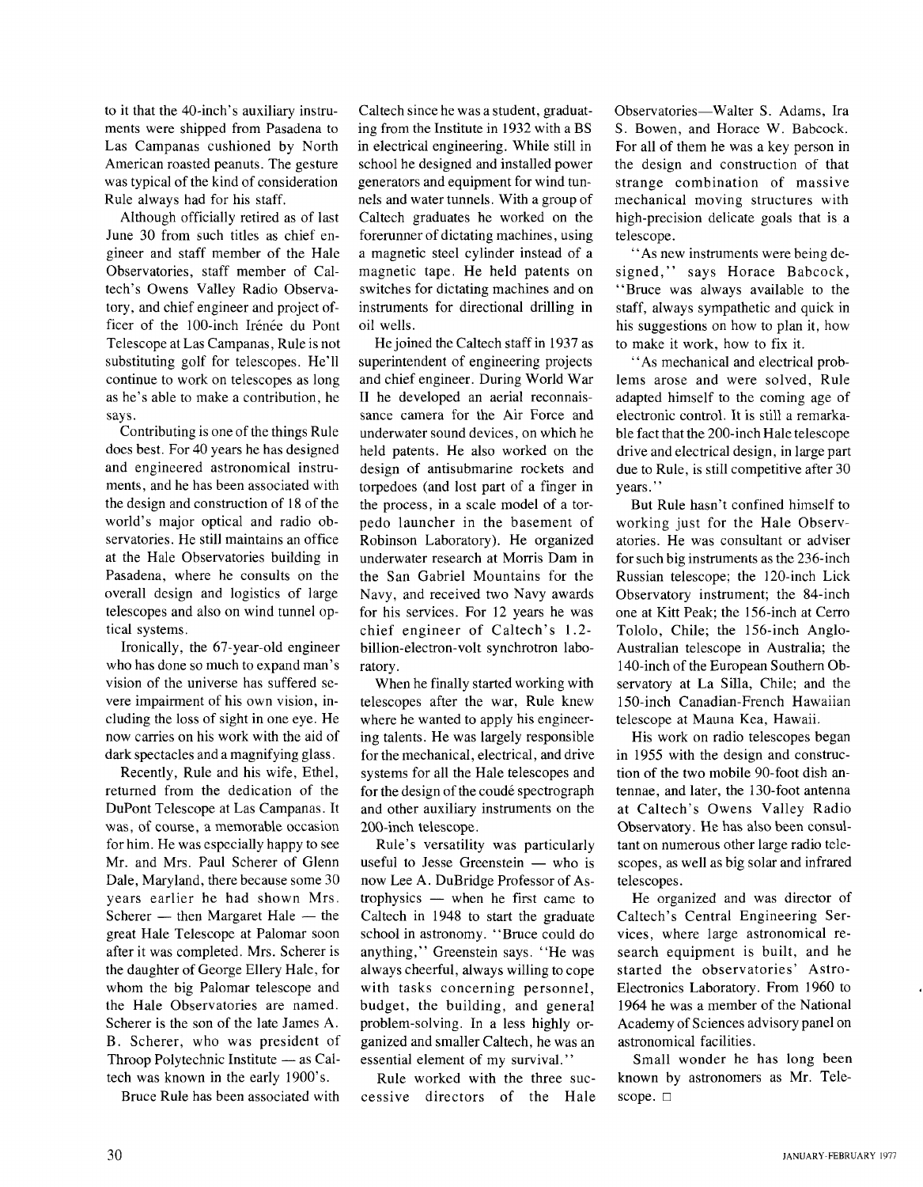to it that the 40-inch's auxiliary instruments were shipped from Pasadena to Las Campanas cushioned by North American roasted peanuts. The gesture was typical of the kind of consideration Rule always had for his staff.

Although officially retired as of last June 30 from such titles as chief engineer and staff member of the Hale Observatories, staff member of Caltech's Owens Valley Radio Observatory, and chief engineer and project officer of the 100-inch Irénée du Pont Telescope at Las Campanas, Rule is not substituting golf for telescopes. He'll continue to work on telescopes as long as he's able to make a contribution, he says.

Contributing is one of the things Rule does best. For 40 years he has designed and engineered astronomical instruments, and he has been associated with the design and construction of 18 of the world's major optical and radio observatories. He still maintains an office at the Hale Observatories building in Pasadena, where he consults on the overall design and logistics of large telescopes and also on wind tunnel optical systems.

Ironically, the 67-year-old engineer who has done so much to expand man's vision of the universe has suffered severe impairment of his own vision, including the loss of sight in one eye. He now carries on his work with the aid of dark spectacles and a magnifying glass.

Recently, Rule and his wife, Ethel, returned from the dedication of the DuPont Telescope at Las Campanas. It was, of course, a memorable occasion for him. He was especially happy to see Mr. and Mrs. Paul Scherer of Glenn Dale, Maryland, there because some 30 years earlier he had shown Mrs. Scherer — then Margaret Hale — the great Hale Telescope at Palomar soon after it was completed. Mrs. Scherer is the daughter of George Ellery Hale, for whom the big Palomar telescope and the Hale Observatories are named. Scherer is the son of the late James A. B. Scherer, who was president of Throop Polytechnic Institute — as Caltech was known in the early 1900's.

Bruce Rule has been associated with Caltech since he was a student, graduating from the Institute in 1932 with a BS in electrical engineering. While still in school he designed and installed power generators and equipment for wind tunnels and water tunnels. With a group of Caltech graduates he worked on the forerunner of dictating machines, using a magnetic steel cylinder instead of a magnetic tape. He held patents on switches for dictating machines and on instruments for directional drilling in oil wells.

He joined the Caltech staff in 1937 as superintendent of engineering projects and chief engineer. During World War II he developed an aerial reconnaissance camera for the Air Force and underwater sound devices, on which he held patents. He also worked on the design of antisubmarine rockets and torpedoes (and lost part of a finger in the process, in a scale model of a torpedo launcher in the basement of Robinson Laboratory). He organized underwater research at Morris Dam in the San Gabriel Mountains for the Navy, and received two Navy awards for his services. For 12 years he was chief engineer of Caltech's 1.2-billion-electron-volt synchrotron laboratory.

When he finally started working with telescopes after the war, Rule knew where he wanted to apply his engineering talents. He was largely responsible for the mechanical, electrical, and drive systems for all the Hale telescopes and for the design of the coudé spectrograph and other auxiliary instruments on the 200-inch telescope.

Rule's versatility was particularly useful to Jesse Greenstein — who is now Lee A. DuBridge Professor of Astrophysics — when he first came to Caltech in 1948 to start the graduate school in astronomy. "Bruce could do anything," Greenstein says. "He was always cheerful, always willing to cope with tasks concerning personnel, budget, the building, and general problem-solving. In a less highly organized and smaller Caltech, he was an essential element of my survival."

Rule worked with the three successive directors of the Hale Observatories—Walter S. Adams, Ira S. Bowen, and Horace W. Babcock. For all of them he was a key person in the design and construction of that strange combination of massive mechanical moving structures with high-precision delicate goals that is a telescope.

"As new instruments were being designed," says Horace Babcock, "Bruce was always available to the staff, always sympathetic and quick in his suggestions on how to plan it, how to make it work, how to fix it.

"As mechanical and electrical problems arose and were solved, Rule adapted himself to the coming age of electronic control. It is still a remarkable fact that the 200-inch Hale telescope drive and electrical design, in large part due to Rule, is still competitive after 30 years."

But Rule hasn't confined himself to working just for the Hale Observatories. He was consultant or adviser for such big instruments as the 236-inch Russian telescope; the 120-inch Lick Observatory instrument; the 84-inch one at Kitt Peak; the 156-inch at Cerro Tololo, Chile; the 156-inch Anglo-Australian telescope in Australia; the 140-inch of the European Southern Observatory at La Silla, Chile; and the 150-inch Canadian-French Hawaiian telescope at Mauna Kea, Hawaii.

His work on radio telescopes began in 1955 with the design and construction of the two mobile 90-foot dish antennae, and later, the 130-foot antenna at Caltech's Owens Valley Radio Observatory. He has also been consultant on numerous other large radio telescopes, as well as big solar and infrared telescopes.

He organized and was director of Caltech's Central Engineering Services, where large astronomical research equipment is built, and he started the observatories' Astro-Electronics Laboratory. From 1960 to 1964 he was a member of the National Academy of Sciences advisory panel on astronomical facilities.

Small wonder he has long been known by astronomers as Mr. Telescope. □